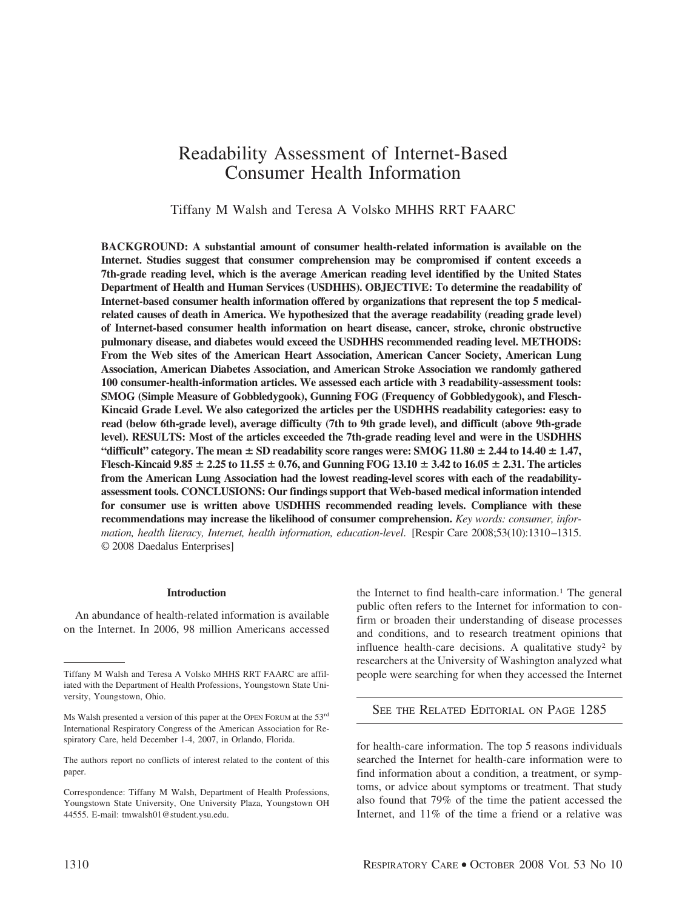# Readability Assessment of Internet-Based Consumer Health Information

Tiffany M Walsh and Teresa A Volsko MHHS RRT FAARC

**BACKGROUND: A substantial amount of consumer health-related information is available on the Internet. Studies suggest that consumer comprehension may be compromised if content exceeds a 7th-grade reading level, which is the average American reading level identified by the United States Department of Health and Human Services (USDHHS). OBJECTIVE: To determine the readability of Internet-based consumer health information offered by organizations that represent the top 5 medical-related causes of death in America. We hypothesized that the average readability (reading grade level) of Internet-based consumer health information on heart disease, cancer, stroke, chronic obstructive pulmonary disease, and diabetes would exceed the USDHHS recommended reading level. METHODS: From the Web sites of the American Heart Association, American Cancer Society, American Lung Association, American Diabetes Association, and American Stroke Association we randomly gathered 100 consumer-health-information articles. We assessed each article with 3 readability-assessment tools: SMOG (Simple Measure of Gobbledygook), Gunning FOG (Frequency of Gobbledygook), and Flesch-Kincaid Grade Level. We also categorized the articles per the USDHHS readability categories: easy to read (below 6th-grade level), average difficulty (7th to 9th grade level), and difficult (above 9th-grade level). RESULTS: Most of the articles exceeded the 7th-grade reading level and were in the USDHHS "difficult" category. The mean ± SD readability score ranges were: SMOG 11.80 ± 2.44 to 14.40 ± 1.47, Flesch-Kincaid 9.85 ± 2.25 to 11.55 ± 0.76, and Gunning FOG 13.10 ± 3.42 to 16.05 ± 2.31. The articles from the American Lung Association had the lowest reading-level scores with each of the readability-assessment tools. CONCLUSIONS: Our findings support that Web-based medical information intended for consumer use is written above USDHHS recommended reading levels. Compliance with these recommendations may increase the likelihood of consumer comprehension.** *Key words: consumer, information, health literacy, Internet, health information, education-level*. [Respir Care 2008;53(10):1310–1315. © 2008 Daedalus Enterprises]

## Introduction

An abundance of health-related information is available on the Internet. In 2006, 98 million Americans accessed the Internet to find health-care information.[1] The general public often refers to the Internet for information to confirm or broaden their understanding of disease processes and conditions, and to research treatment opinions that influence health-care decisions. A qualitative study[2] by researchers at the University of Washington analyzed what people were searching for when they accessed the Internet for health-care information. The top 5 reasons individuals searched the Internet for health-care information were to find information about a condition, a treatment, or symptoms, or advice about symptoms or treatment. That study also found that 79% of the time the patient accessed the Internet, and 11% of the time a friend or a relative was

SEE THE RELATED EDITORIAL ON PAGE 1285

---

Tiffany M Walsh and Teresa A Volsko MHHS RRT FAARC are affiliated with the Department of Health Professions, Youngstown State University, Youngstown, Ohio.

Ms Walsh presented a version of this paper at the OPEN FORUM at the 53rd International Respiratory Congress of the American Association for Respiratory Care, held December 1-4, 2007, in Orlando, Florida.

The authors report no conflicts of interest related to the content of this paper.

Correspondence: Tiffany M Walsh, Department of Health Professions, Youngstown State University, One University Plaza, Youngstown OH 44555. E-mail: tmwalsh01@student.ysu.edu.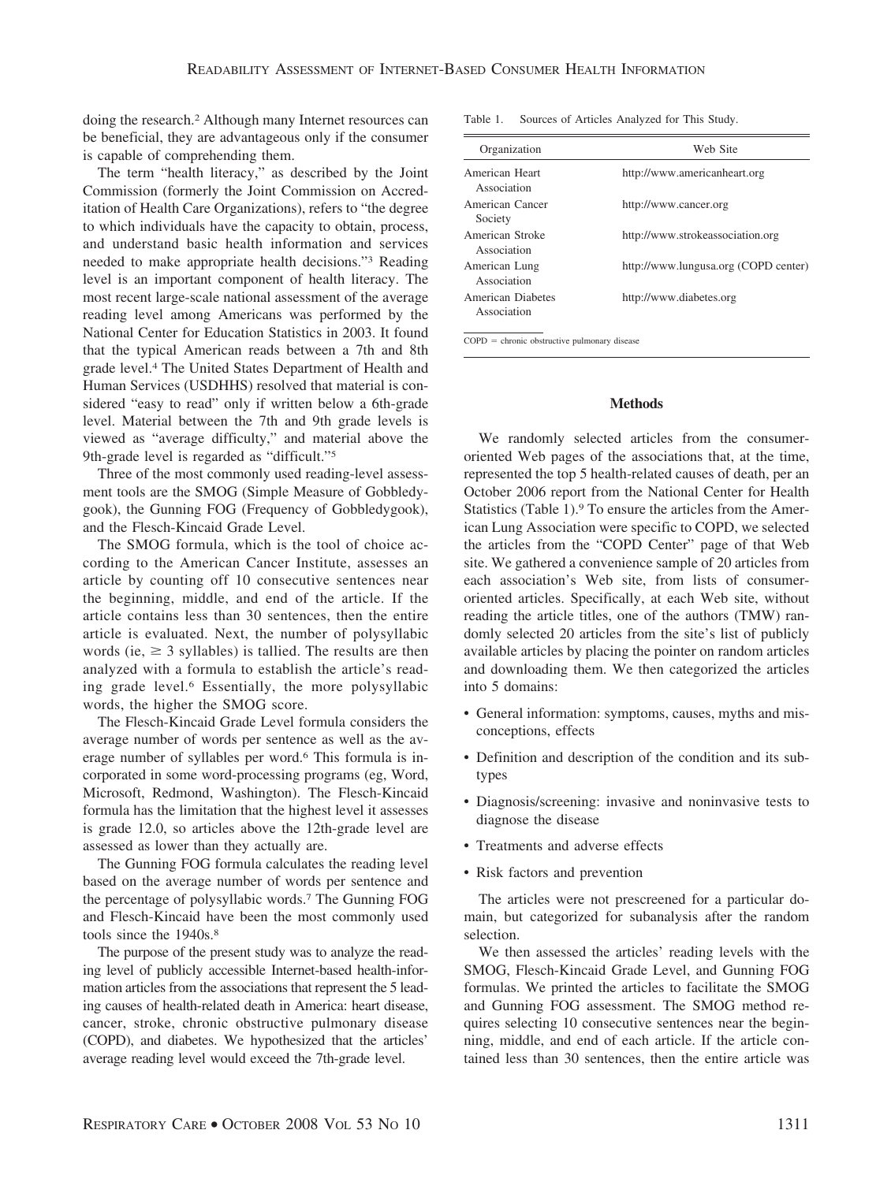doing the research.[2] Although many Internet resources can be beneficial, they are advantageous only if the consumer is capable of comprehending them.

The term "health literacy," as described by the Joint Commission (formerly the Joint Commission on Accreditation of Health Care Organizations), refers to "the degree to which individuals have the capacity to obtain, process, and understand basic health information and services needed to make appropriate health decisions."[3] Reading level is an important component of health literacy. The most recent large-scale national assessment of the average reading level among Americans was performed by the National Center for Education Statistics in 2003. It found that the typical American reads between a 7th and 8th grade level.[4] The United States Department of Health and Human Services (USDHHS) resolved that material is considered "easy to read" only if written below a 6th-grade level. Material between the 7th and 9th grade levels is viewed as "average difficulty," and material above the 9th-grade level is regarded as "difficult."[5]

Three of the most commonly used reading-level assessment tools are the SMOG (Simple Measure of Gobbledygook), the Gunning FOG (Frequency of Gobbledygook), and the Flesch-Kincaid Grade Level.

The SMOG formula, which is the tool of choice according to the American Cancer Institute, assesses an article by counting off 10 consecutive sentences near the beginning, middle, and end of the article. If the article contains less than 30 sentences, then the entire article is evaluated. Next, the number of polysyllabic words (ie, $\geq$ 3 syllables) is tallied. The results are then analyzed with a formula to establish the article's reading grade level.[6] Essentially, the more polysyllabic words, the higher the SMOG score.

The Flesch-Kincaid Grade Level formula considers the average number of words per sentence as well as the average number of syllables per word.[6] This formula is incorporated in some word-processing programs (eg, Word, Microsoft, Redmond, Washington). The Flesch-Kincaid formula has the limitation that the highest level it assesses is grade 12.0, so articles above the 12th-grade level are assessed as lower than they actually are.

The Gunning FOG formula calculates the reading level based on the average number of words per sentence and the percentage of polysyllabic words.[7] The Gunning FOG and Flesch-Kincaid have been the most commonly used tools since the 1940s.[8]

The purpose of the present study was to analyze the reading level of publicly accessible Internet-based health-information articles from the associations that represent the 5 leading causes of health-related death in America: heart disease, cancer, stroke, chronic obstructive pulmonary disease (COPD), and diabetes. We hypothesized that the articles' average reading level would exceed the 7th-grade level.

Table 1. Sources of Articles Analyzed for This Study.

| Organization | Web Site |
|---|---|
| American Heart Association | http://www.americanheart.org |
| American Cancer Society | http://www.cancer.org |
| American Stroke Association | http://www.strokeassociation.org |
| American Lung Association | http://www.lungusa.org (COPD center) |
| American Diabetes Association | http://www.diabetes.org |

COPD = chronic obstructive pulmonary disease

## Methods

We randomly selected articles from the consumer-oriented Web pages of the associations that, at the time, represented the top 5 health-related causes of death, per an October 2006 report from the National Center for Health Statistics (Table 1).[9] To ensure the articles from the American Lung Association were specific to COPD, we selected the articles from the "COPD Center" page of that Web site. We gathered a convenience sample of 20 articles from each association's Web site, from lists of consumer-oriented articles. Specifically, at each Web site, without reading the article titles, one of the authors (TMW) randomly selected 20 articles from the site's list of publicly available articles by placing the pointer on random articles and downloading them. We then categorized the articles into 5 domains:

- General information: symptoms, causes, myths and misconceptions, effects
- Definition and description of the condition and its subtypes
- Diagnosis/screening: invasive and noninvasive tests to diagnose the disease
- Treatments and adverse effects
- Risk factors and prevention

The articles were not prescreened for a particular domain, but categorized for subanalysis after the random selection.

We then assessed the articles' reading levels with the SMOG, Flesch-Kincaid Grade Level, and Gunning FOG formulas. We printed the articles to facilitate the SMOG and Gunning FOG assessment. The SMOG method requires selecting 10 consecutive sentences near the beginning, middle, and end of each article. If the article contained less than 30 sentences, then the entire article was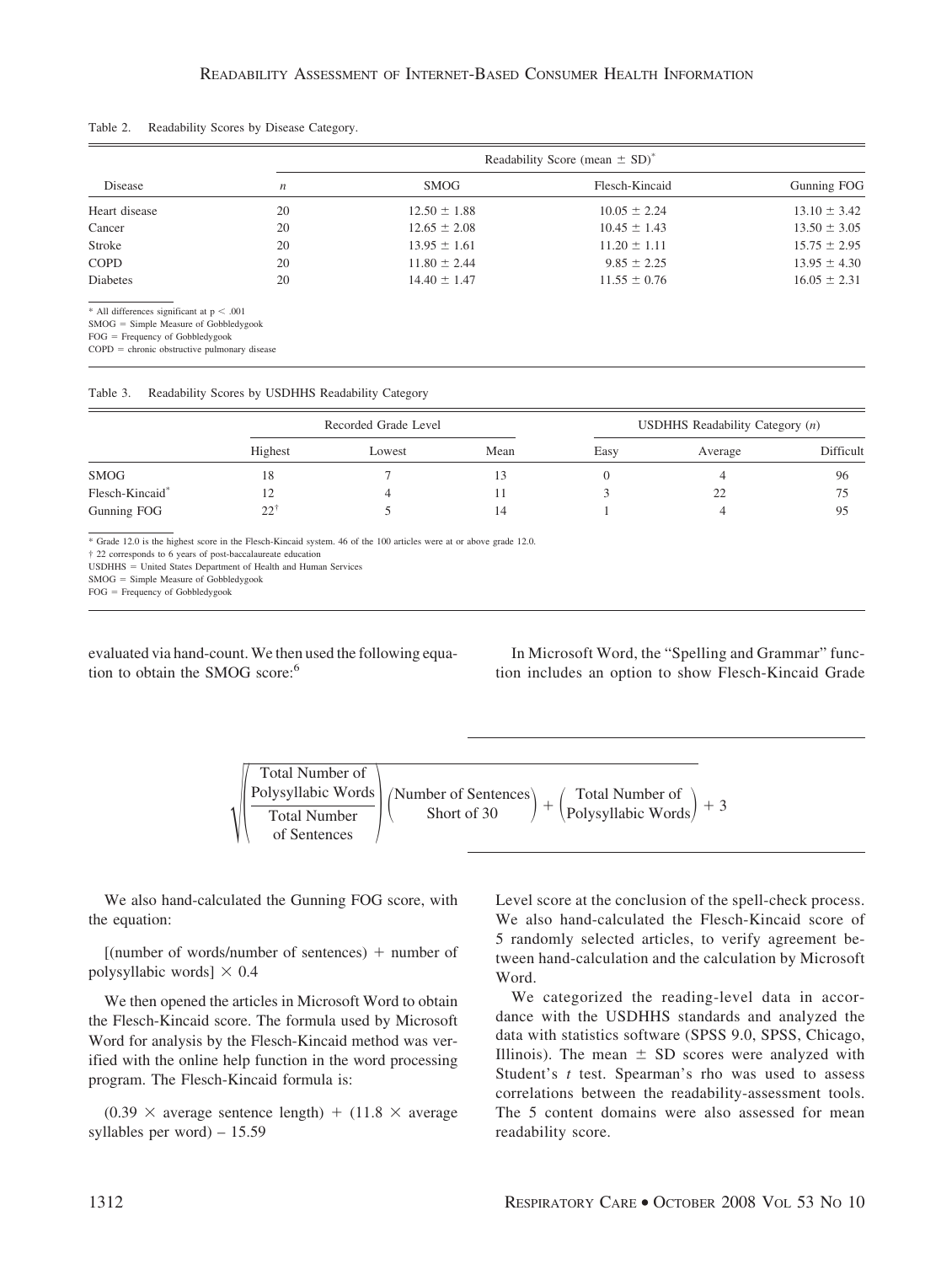Table 2. Readability Scores by Disease Category.

| Disease | $n$ | Readability Score (mean ± SD)* | | |
|---|---|---|---|---|
| | | SMOG | Flesch-Kincaid | Gunning FOG |
| Heart disease | 20 | 12.50 ± 1.88 | 10.05 ± 2.24 | 13.10 ± 3.42 |
| Cancer | 20 | 12.65 ± 2.08 | 10.45 ± 1.43 | 13.50 ± 3.05 |
| Stroke | 20 | 13.95 ± 1.61 | 11.20 ± 1.11 | 15.75 ± 2.95 |
| COPD | 20 | 11.80 ± 2.44 | 9.85 ± 2.25 | 13.95 ± 4.30 |
| Diabetes | 20 | 14.40 ± 1.47 | 11.55 ± 0.76 | 16.05 ± 2.31 |

\* All differences significant at $p < .001$
SMOG = Simple Measure of Gobbledygook
FOG = Frequency of Gobbledygook
COPD = chronic obstructive pulmonary disease

Table 3. Readability Scores by USDHHS Readability Category

| | Recorded Grade Level | | | USDHHS Readability Category ($n$) | | |
|---|---|---|---|---|---|---|
| | Highest | Lowest | Mean | Easy | Average | Difficult |
| SMOG | 18 | 7 | 13 | 0 | 4 | 96 |
| Flesch-Kincaid* | 12 | 4 | 11 | 3 | 22 | 75 |
| Gunning FOG | 22† | 5 | 14 | 1 | 4 | 95 |

\* Grade 12.0 is the highest score in the Flesch-Kincaid system. 46 of the 100 articles were at or above grade 12.0.
† 22 corresponds to 6 years of post-baccalaureate education
USDHHS = United States Department of Health and Human Services
SMOG = Simple Measure of Gobbledygook
FOG = Frequency of Gobbledygook

evaluated via hand-count. We then used the following equation to obtain the SMOG score:[6]

$$\sqrt{\left(\frac{\text{Total Number of Polysyllabic Words}}{\text{Total Number of Sentences}}\right)\left(\text{Number of Sentences Short of 30}\right) + \left(\text{Total Number of Polysyllabic Words}\right)} + 3$$

We also hand-calculated the Gunning FOG score, with the equation:

[(number of words/number of sentences) + number of polysyllabic words] × 0.4

We then opened the articles in Microsoft Word to obtain the Flesch-Kincaid score. The formula used by Microsoft Word for analysis by the Flesch-Kincaid method was verified with the online help function in the word processing program. The Flesch-Kincaid formula is:

(0.39 × average sentence length) + (11.8 × average syllables per word) – 15.59

In Microsoft Word, the "Spelling and Grammar" function includes an option to show Flesch-Kincaid Grade Level score at the conclusion of the spell-check process. We also hand-calculated the Flesch-Kincaid score of 5 randomly selected articles, to verify agreement between hand-calculation and the calculation by Microsoft Word.

We categorized the reading-level data in accordance with the USDHHS standards and analyzed the data with statistics software (SPSS 9.0, SPSS, Chicago, Illinois). The mean ± SD scores were analyzed with Student's *t* test. Spearman's rho was used to assess correlations between the readability-assessment tools. The 5 content domains were also assessed for mean readability score.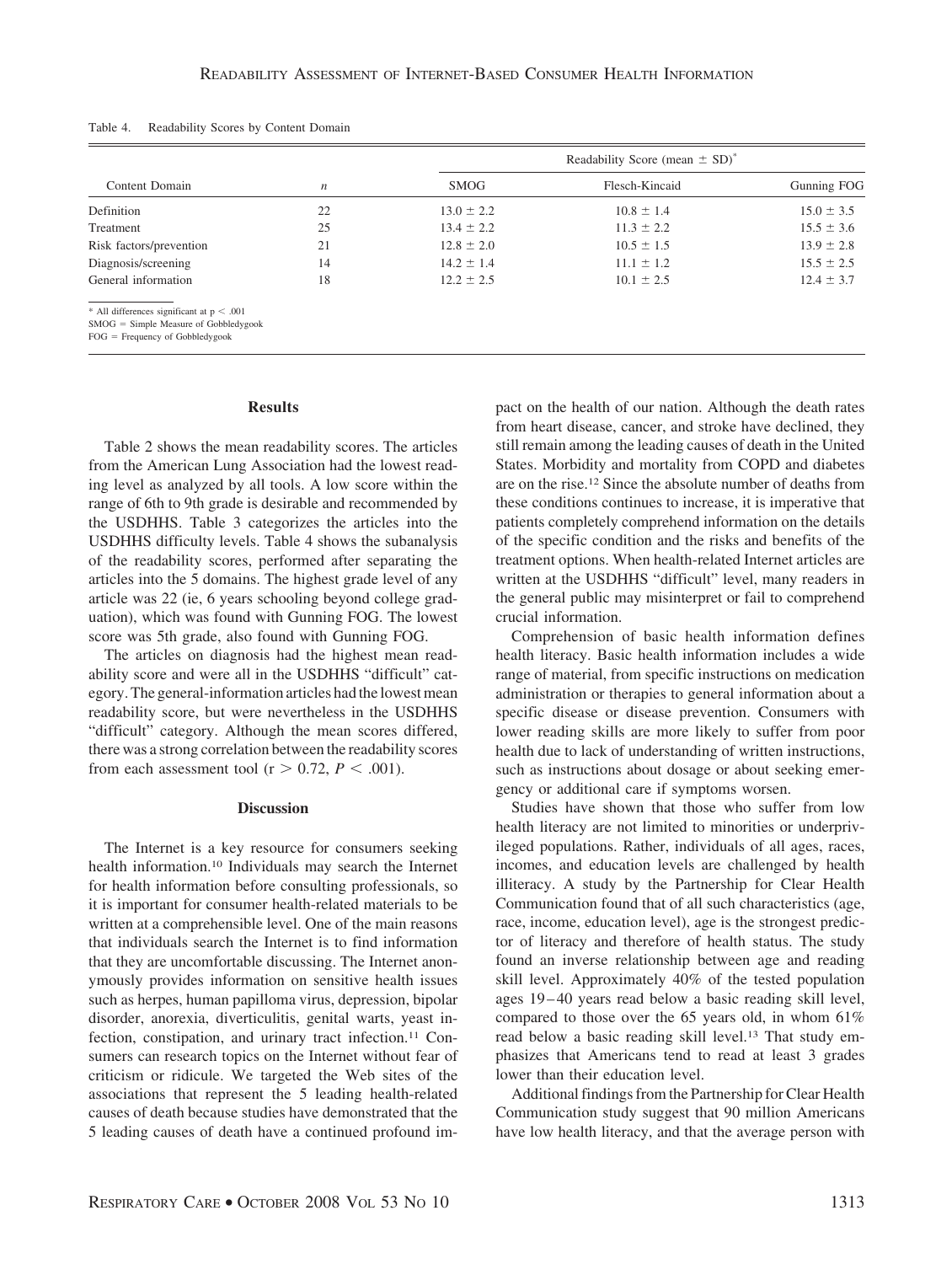Table 4. Readability Scores by Content Domain

| Content Domain | $n$ | Readability Score (mean ± SD)* | | |
|---|---|---|---|---|
| | | SMOG | Flesch-Kincaid | Gunning FOG |
| Definition | 22 | 13.0 ± 2.2 | 10.8 ± 1.4 | 15.0 ± 3.5 |
| Treatment | 25 | 13.4 ± 2.2 | 11.3 ± 2.2 | 15.5 ± 3.6 |
| Risk factors/prevention | 21 | 12.8 ± 2.0 | 10.5 ± 1.5 | 13.9 ± 2.8 |
| Diagnosis/screening | 14 | 14.2 ± 1.4 | 11.1 ± 1.2 | 15.5 ± 2.5 |
| General information | 18 | 12.2 ± 2.5 | 10.1 ± 2.5 | 12.4 ± 3.7 |

\* All differences significant at $p < .001$
SMOG = Simple Measure of Gobbledygook
FOG = Frequency of Gobbledygook

## Results

Table 2 shows the mean readability scores. The articles from the American Lung Association had the lowest reading level as analyzed by all tools. A low score within the range of 6th to 9th grade is desirable and recommended by the USDHHS. Table 3 categorizes the articles into the USDHHS difficulty levels. Table 4 shows the subanalysis of the readability scores, performed after separating the articles into the 5 domains. The highest grade level of any article was 22 (ie, 6 years schooling beyond college graduation), which was found with Gunning FOG. The lowest score was 5th grade, also found with Gunning FOG.

The articles on diagnosis had the highest mean readability score and were all in the USDHHS "difficult" category. The general-information articles had the lowest mean readability score, but were nevertheless in the USDHHS "difficult" category. Although the mean scores differed, there was a strong correlation between the readability scores from each assessment tool ($r > 0.72$, $P < .001$).

## Discussion

The Internet is a key resource for consumers seeking health information.[10] Individuals may search the Internet for health information before consulting professionals, so it is important for consumer health-related materials to be written at a comprehensible level. One of the main reasons that individuals search the Internet is to find information that they are uncomfortable discussing. The Internet anonymously provides information on sensitive health issues such as herpes, human papilloma virus, depression, bipolar disorder, anorexia, diverticulitis, genital warts, yeast infection, constipation, and urinary tract infection.[11] Consumers can research topics on the Internet without fear of criticism or ridicule. We targeted the Web sites of the associations that represent the 5 leading health-related causes of death because studies have demonstrated that the 5 leading causes of death have a continued profound impact on the health of our nation. Although the death rates from heart disease, cancer, and stroke have declined, they still remain among the leading causes of death in the United States. Morbidity and mortality from COPD and diabetes are on the rise.[12] Since the absolute number of deaths from these conditions continues to increase, it is imperative that patients completely comprehend information on the details of the specific condition and the risks and benefits of the treatment options. When health-related Internet articles are written at the USDHHS "difficult" level, many readers in the general public may misinterpret or fail to comprehend crucial information.

Comprehension of basic health information defines health literacy. Basic health information includes a wide range of material, from specific instructions on medication administration or therapies to general information about a specific disease or disease prevention. Consumers with lower reading skills are more likely to suffer from poor health due to lack of understanding of written instructions, such as instructions about dosage or about seeking emergency or additional care if symptoms worsen.

Studies have shown that those who suffer from low health literacy are not limited to minorities or underprivileged populations. Rather, individuals of all ages, races, incomes, and education levels are challenged by health illiteracy. A study by the Partnership for Clear Health Communication found that of all such characteristics (age, race, income, education level), age is the strongest predictor of literacy and therefore of health status. The study found an inverse relationship between age and reading skill level. Approximately 40% of the tested population ages 19–40 years read below a basic reading skill level, compared to those over the 65 years old, in whom 61% read below a basic reading skill level.[13] That study emphasizes that Americans tend to read at least 3 grades lower than their education level.

Additional findings from the Partnership for Clear Health Communication study suggest that 90 million Americans have low health literacy, and that the average person with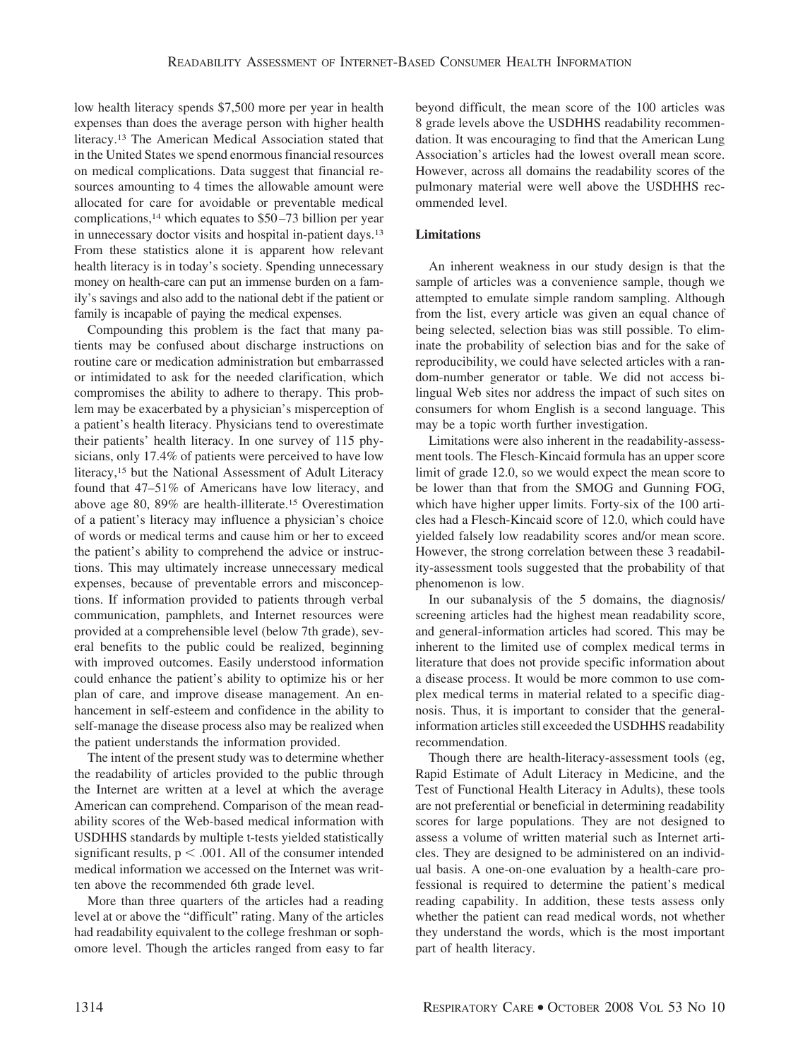low health literacy spends $7,500 more per year in health expenses than does the average person with higher health literacy.[13] The American Medical Association stated that in the United States we spend enormous financial resources on medical complications. Data suggest that financial resources amounting to 4 times the allowable amount were allocated for care for avoidable or preventable medical complications,[14] which equates to $50–73 billion per year in unnecessary doctor visits and hospital in-patient days.[13] From these statistics alone it is apparent how relevant health literacy is in today's society. Spending unnecessary money on health-care can put an immense burden on a family's savings and also add to the national debt if the patient or family is incapable of paying the medical expenses.

Compounding this problem is the fact that many patients may be confused about discharge instructions on routine care or medication administration but embarrassed or intimidated to ask for the needed clarification, which compromises the ability to adhere to therapy. This problem may be exacerbated by a physician's misperception of a patient's health literacy. Physicians tend to overestimate their patients' health literacy. In one survey of 115 physicians, only 17.4% of patients were perceived to have low literacy,[15] but the National Assessment of Adult Literacy found that 47–51% of Americans have low literacy, and above age 80, 89% are health-illiterate.[15] Overestimation of a patient's literacy may influence a physician's choice of words or medical terms and cause him or her to exceed the patient's ability to comprehend the advice or instructions. This may ultimately increase unnecessary medical expenses, because of preventable errors and misconceptions. If information provided to patients through verbal communication, pamphlets, and Internet resources were provided at a comprehensible level (below 7th grade), several benefits to the public could be realized, beginning with improved outcomes. Easily understood information could enhance the patient's ability to optimize his or her plan of care, and improve disease management. An enhancement in self-esteem and confidence in the ability to self-manage the disease process also may be realized when the patient understands the information provided.

The intent of the present study was to determine whether the readability of articles provided to the public through the Internet are written at a level at which the average American can comprehend. Comparison of the mean readability scores of the Web-based medical information with USDHHS standards by multiple t-tests yielded statistically significant results, $p < .001$. All of the consumer intended medical information we accessed on the Internet was written above the recommended 6th grade level.

More than three quarters of the articles had a reading level at or above the "difficult" rating. Many of the articles had readability equivalent to the college freshman or sophomore level. Though the articles ranged from easy to far beyond difficult, the mean score of the 100 articles was 8 grade levels above the USDHHS readability recommendation. It was encouraging to find that the American Lung Association's articles had the lowest overall mean score. However, across all domains the readability scores of the pulmonary material were well above the USDHHS recommended level.

### Limitations

An inherent weakness in our study design is that the sample of articles was a convenience sample, though we attempted to emulate simple random sampling. Although from the list, every article was given an equal chance of being selected, selection bias was still possible. To eliminate the probability of selection bias and for the sake of reproducibility, we could have selected articles with a random-number generator or table. We did not access bilingual Web sites nor address the impact of such sites on consumers for whom English is a second language. This may be a topic worth further investigation.

Limitations were also inherent in the readability-assessment tools. The Flesch-Kincaid formula has an upper score limit of grade 12.0, so we would expect the mean score to be lower than that from the SMOG and Gunning FOG, which have higher upper limits. Forty-six of the 100 articles had a Flesch-Kincaid score of 12.0, which could have yielded falsely low readability scores and/or mean score. However, the strong correlation between these 3 readability-assessment tools suggested that the probability of that phenomenon is low.

In our subanalysis of the 5 domains, the diagnosis/screening articles had the highest mean readability score, and general-information articles had scored. This may be inherent to the limited use of complex medical terms in literature that does not provide specific information about a disease process. It would be more common to use complex medical terms in material related to a specific diagnosis. Thus, it is important to consider that the general-information articles still exceeded the USDHHS readability recommendation.

Though there are health-literacy-assessment tools (eg, Rapid Estimate of Adult Literacy in Medicine, and the Test of Functional Health Literacy in Adults), these tools are not preferential or beneficial in determining readability scores for large populations. They are not designed to assess a volume of written material such as Internet articles. They are designed to be administered on an individual basis. A one-on-one evaluation by a health-care professional is required to determine the patient's medical reading capability. In addition, these tests assess only whether the patient can read medical words, not whether they understand the words, which is the most important part of health literacy.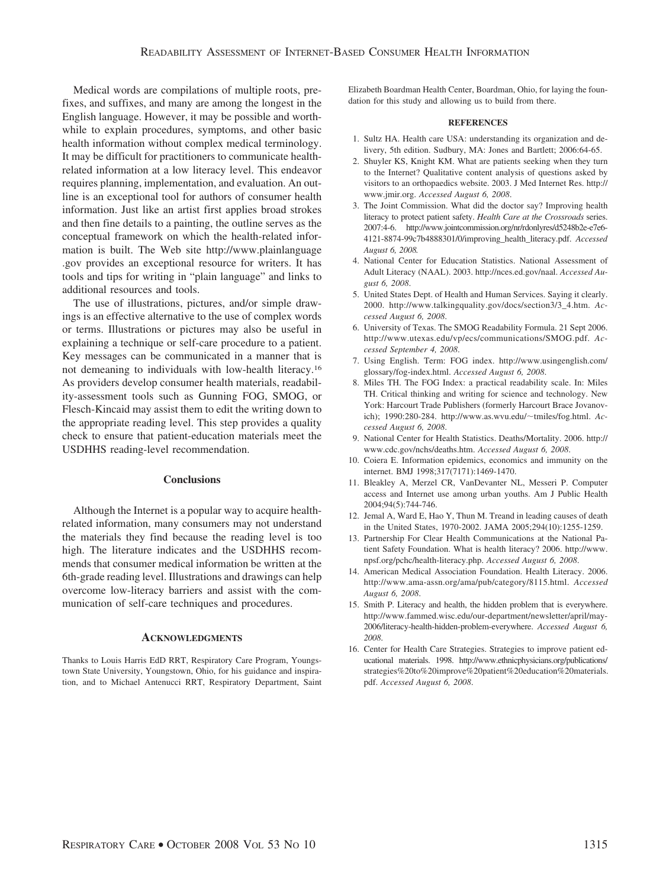Medical words are compilations of multiple roots, prefixes, and suffixes, and many are among the longest in the English language. However, it may be possible and worthwhile to explain procedures, symptoms, and other basic health information without complex medical terminology. It may be difficult for practitioners to communicate health-related information at a low literacy level. This endeavor requires planning, implementation, and evaluation. An outline is an exceptional tool for authors of consumer health information. Just like an artist first applies broad strokes and then fine details to a painting, the outline serves as the conceptual framework on which the health-related information is built. The Web site http://www.plainlanguage.gov provides an exceptional resource for writers. It has tools and tips for writing in "plain language" and links to additional resources and tools.

The use of illustrations, pictures, and/or simple drawings is an effective alternative to the use of complex words or terms. Illustrations or pictures may also be useful in explaining a technique or self-care procedure to a patient. Key messages can be communicated in a manner that is not demeaning to individuals with low-health literacy.[16] As providers develop consumer health materials, readability-assessment tools such as Gunning FOG, SMOG, or Flesch-Kincaid may assist them to edit the writing down to the appropriate reading level. This step provides a quality check to ensure that patient-education materials meet the USDHHS reading-level recommendation.

## Conclusions

Although the Internet is a popular way to acquire health-related information, many consumers may not understand the materials they find because the reading level is too high. The literature indicates and the USDHHS recommends that consumer medical information be written at the 6th-grade reading level. Illustrations and drawings can help overcome low-literacy barriers and assist with the communication of self-care techniques and procedures.

## Acknowledgments

Thanks to Louis Harris EdD RRT, Respiratory Care Program, Youngstown State University, Youngstown, Ohio, for his guidance and inspiration, and to Michael Antenucci RRT, Respiratory Department, Saint Elizabeth Boardman Health Center, Boardman, Ohio, for laying the foundation for this study and allowing us to build from there.

## References

1. Sultz HA. Health care USA: understanding its organization and delivery, 5th edition. Sudbury, MA: Jones and Bartlett; 2006:64-65.
2. Shuyler KS, Knight KM. What are patients seeking when they turn to the Internet? Qualitative content analysis of questions asked by visitors to an orthopaedics website. 2003. J Med Internet Res. http://www.jmir.org. *Accessed August 6, 2008*.
3. The Joint Commission. What did the doctor say? Improving health literacy to protect patient safety. *Health Care at the Crossroads* series. 2007:4-6. http://www.jointcommission.org/nr/rdonlyres/d5248b2e-e7e6-4121-8874-99c7b4888301/0/improving_health_literacy.pdf. *Accessed August 6, 2008.*
4. National Center for Education Statistics. National Assessment of Adult Literacy (NAAL). 2003. http://nces.ed.gov/naal. *Accessed August 6, 2008*.
5. United States Dept. of Health and Human Services. Saying it clearly. 2000. http://www.talkingquality.gov/docs/section3/3_4.htm. *Accessed August 6, 2008*.
6. University of Texas. The SMOG Readability Formula. 21 Sept 2006. http://www.utexas.edu/vp/ecs/communications/SMOG.pdf. *Accessed September 4, 2008*.
7. Using English. Term: FOG index. http://www.usingenglish.com/glossary/fog-index.html. *Accessed August 6, 2008*.
8. Miles TH. The FOG Index: a practical readability scale. In: Miles TH. Critical thinking and writing for science and technology. New York: Harcourt Trade Publishers (formerly Harcourt Brace Jovanovich); 1990:280-284. http://www.as.wvu.edu/~tmiles/fog.html. *Accessed August 6, 2008*.
9. National Center for Health Statistics. Deaths/Mortality. 2006. http://www.cdc.gov/nchs/deaths.htm. *Accessed August 6, 2008*.
10. Coiera E. Information epidemics, economics and immunity on the internet. BMJ 1998;317(7171):1469-1470.
11. Bleakley A, Merzel CR, VanDevanter NL, Messeri P. Computer access and Internet use among urban youths. Am J Public Health 2004;94(5):744-746.
12. Jemal A, Ward E, Hao Y, Thun M. Treand in leading causes of death in the United States, 1970-2002. JAMA 2005;294(10):1255-1259.
13. Partnership For Clear Health Communications at the National Patient Safety Foundation. What is health literacy? 2006. http://www.npsf.org/pchc/health-literacy.php. *Accessed August 6, 2008*.
14. American Medical Association Foundation. Health Literacy. 2006. http://www.ama-assn.org/ama/pub/category/8115.html. *Accessed August 6, 2008*.
15. Smith P. Literacy and health, the hidden problem that is everywhere. http://www.fammed.wisc.edu/our-department/newsletter/april/may-2006/literacy-health-hidden-problem-everywhere. *Accessed August 6, 2008*.
16. Center for Health Care Strategies. Strategies to improve patient educational materials. 1998. http://www.ethnicphysicians.org/publications/strategies%20to%20improve%20patient%20education%20materials.pdf. *Accessed August 6, 2008*.